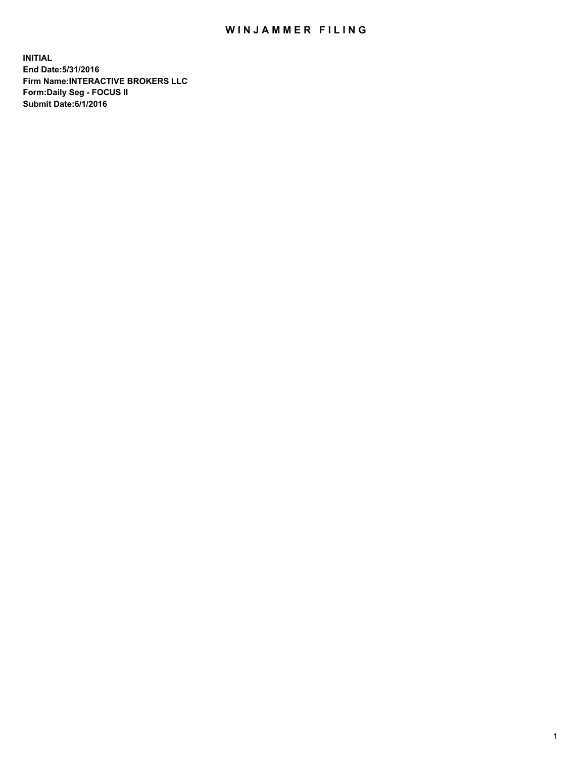# WINJAMMER FILING

**INITIAL**
**End Date:5/31/2016**
**Firm Name:INTERACTIVE BROKERS LLC**
**Form:Daily Seg - FOCUS II**
**Submit Date:6/1/2016**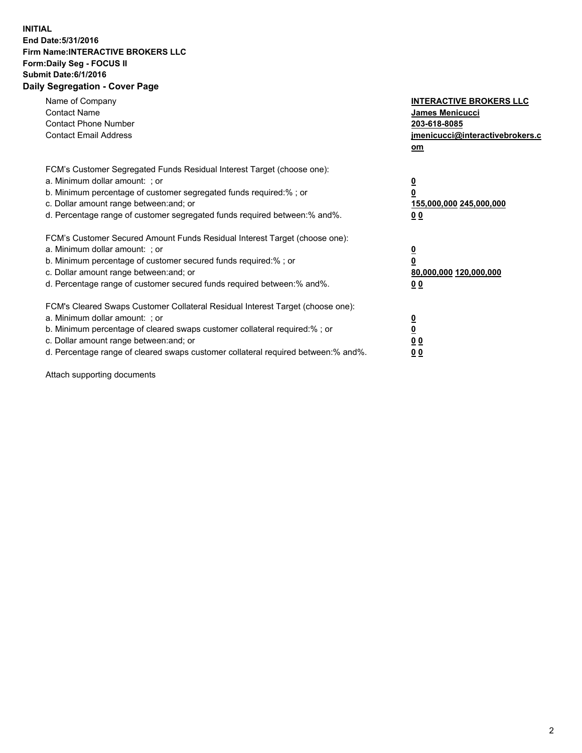**INITIAL**
**End Date:5/31/2016**
**Firm Name:INTERACTIVE BROKERS LLC**
**Form:Daily Seg - FOCUS II**
**Submit Date:6/1/2016**
**Daily Segregation - Cover Page**

| | |
|---|---|
| Name of Company | **INTERACTIVE BROKERS LLC** |
| Contact Name | **James Menicucci** |
| Contact Phone Number | **203-618-8085** |
| Contact Email Address | **jmenicucci@interactivebrokers.com** |

FCM's Customer Segregated Funds Residual Interest Target (choose one):

| | |
|---|---|
| a. Minimum dollar amount: ; or | **0** |
| b. Minimum percentage of customer segregated funds required:% ; or | **0** |
| c. Dollar amount range between:and; or | **155,000,000 245,000,000** |
| d. Percentage range of customer segregated funds required between:% and%. | **0 0** |

FCM's Customer Secured Amount Funds Residual Interest Target (choose one):

| | |
|---|---|
| a. Minimum dollar amount: ; or | **0** |
| b. Minimum percentage of customer secured funds required:% ; or | **0** |
| c. Dollar amount range between:and; or | **80,000,000 120,000,000** |
| d. Percentage range of customer secured funds required between:% and%. | **0 0** |

FCM's Cleared Swaps Customer Collateral Residual Interest Target (choose one):

| | |
|---|---|
| a. Minimum dollar amount: ; or | **0** |
| b. Minimum percentage of cleared swaps customer collateral required:% ; or | **0** |
| c. Dollar amount range between:and; or | **0 0** |
| d. Percentage range of cleared swaps customer collateral required between:% and%. | **0 0** |

Attach supporting documents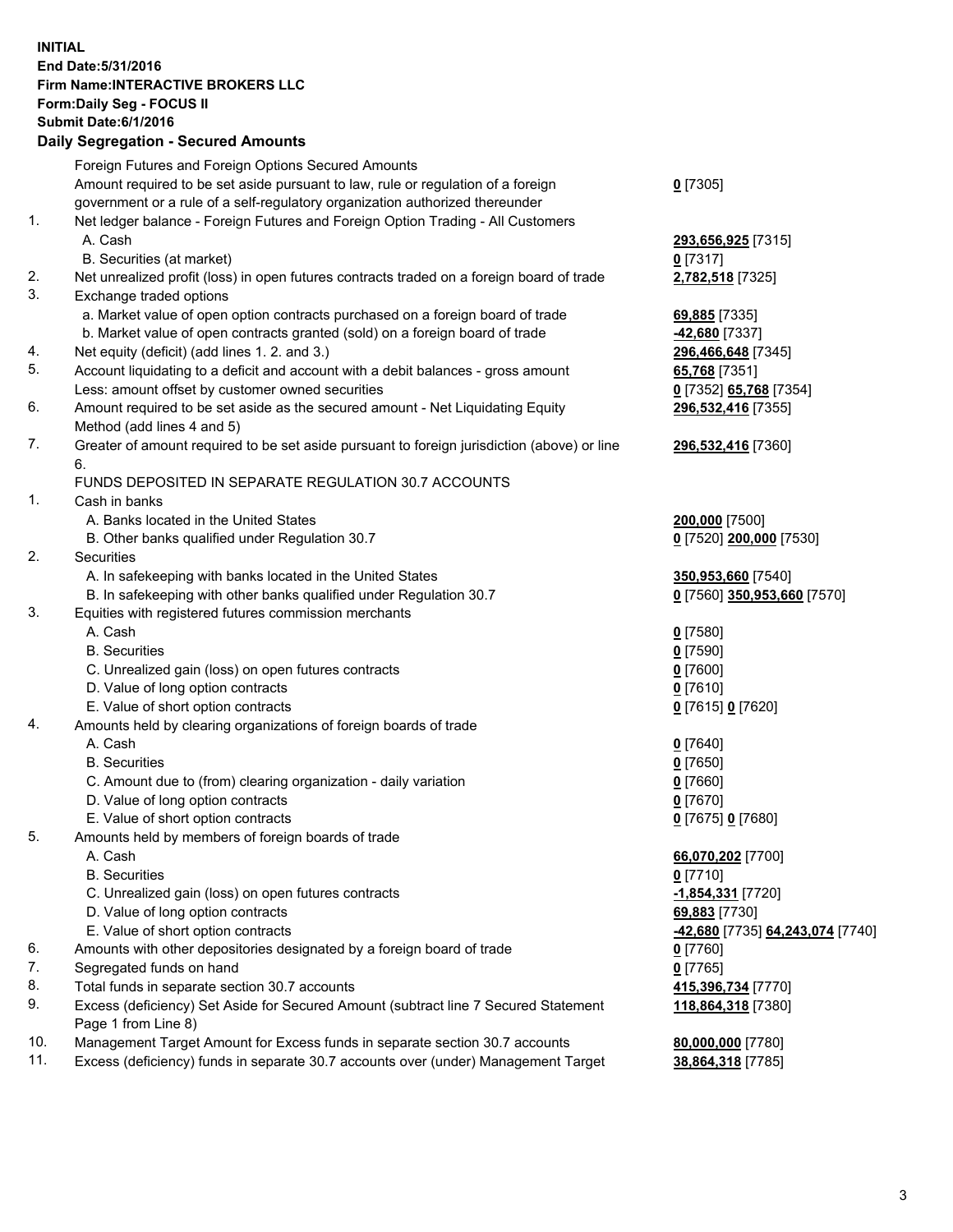**INITIAL**
**End Date:5/31/2016**
**Firm Name:INTERACTIVE BROKERS LLC**
**Form:Daily Seg - FOCUS II**
**Submit Date:6/1/2016**

## Daily Segregation - Secured Amounts

| | | |
|---|---|---|
| | Foreign Futures and Foreign Options Secured Amounts | |
| | Amount required to be set aside pursuant to law, rule or regulation of a foreign government or a rule of a self-regulatory organization authorized thereunder | **0** [7305] |
| 1. | Net ledger balance - Foreign Futures and Foreign Option Trading - All Customers | |
| | A. Cash | **293,656,925** [7315] |
| | B. Securities (at market) | **0** [7317] |
| 2. | Net unrealized profit (loss) in open futures contracts traded on a foreign board of trade | **2,782,518** [7325] |
| 3. | Exchange traded options | |
| | a. Market value of open option contracts purchased on a foreign board of trade | **69,885** [7335] |
| | b. Market value of open contracts granted (sold) on a foreign board of trade | **-42,680** [7337] |
| 4. | Net equity (deficit) (add lines 1. 2. and 3.) | **296,466,648** [7345] |
| 5. | Account liquidating to a deficit and account with a debit balances - gross amount | **65,768** [7351] |
| | Less: amount offset by customer owned securities | **0** [7352] **65,768** [7354] |
| 6. | Amount required to be set aside as the secured amount - Net Liquidating Equity Method (add lines 4 and 5) | **296,532,416** [7355] |
| 7. | Greater of amount required to be set aside pursuant to foreign jurisdiction (above) or line 6. | **296,532,416** [7360] |
| | FUNDS DEPOSITED IN SEPARATE REGULATION 30.7 ACCOUNTS | |
| 1. | Cash in banks | |
| | A. Banks located in the United States | **200,000** [7500] |
| | B. Other banks qualified under Regulation 30.7 | **0** [7520] **200,000** [7530] |
| 2. | Securities | |
| | A. In safekeeping with banks located in the United States | **350,953,660** [7540] |
| | B. In safekeeping with other banks qualified under Regulation 30.7 | **0** [7560] **350,953,660** [7570] |
| 3. | Equities with registered futures commission merchants | |
| | A. Cash | **0** [7580] |
| | B. Securities | **0** [7590] |
| | C. Unrealized gain (loss) on open futures contracts | **0** [7600] |
| | D. Value of long option contracts | **0** [7610] |
| | E. Value of short option contracts | **0** [7615] **0** [7620] |
| 4. | Amounts held by clearing organizations of foreign boards of trade | |
| | A. Cash | **0** [7640] |
| | B. Securities | **0** [7650] |
| | C. Amount due to (from) clearing organization - daily variation | **0** [7660] |
| | D. Value of long option contracts | **0** [7670] |
| | E. Value of short option contracts | **0** [7675] **0** [7680] |
| 5. | Amounts held by members of foreign boards of trade | |
| | A. Cash | **66,070,202** [7700] |
| | B. Securities | **0** [7710] |
| | C. Unrealized gain (loss) on open futures contracts | **-1,854,331** [7720] |
| | D. Value of long option contracts | **69,883** [7730] |
| | E. Value of short option contracts | **-42,680** [7735] **64,243,074** [7740] |
| 6. | Amounts with other depositories designated by a foreign board of trade | **0** [7760] |
| 7. | Segregated funds on hand | **0** [7765] |
| 8. | Total funds in separate section 30.7 accounts | **415,396,734** [7770] |
| 9. | Excess (deficiency) Set Aside for Secured Amount (subtract line 7 Secured Statement Page 1 from Line 8) | **118,864,318** [7380] |
| 10. | Management Target Amount for Excess funds in separate section 30.7 accounts | **80,000,000** [7780] |
| 11. | Excess (deficiency) funds in separate 30.7 accounts over (under) Management Target | **38,864,318** [7785] |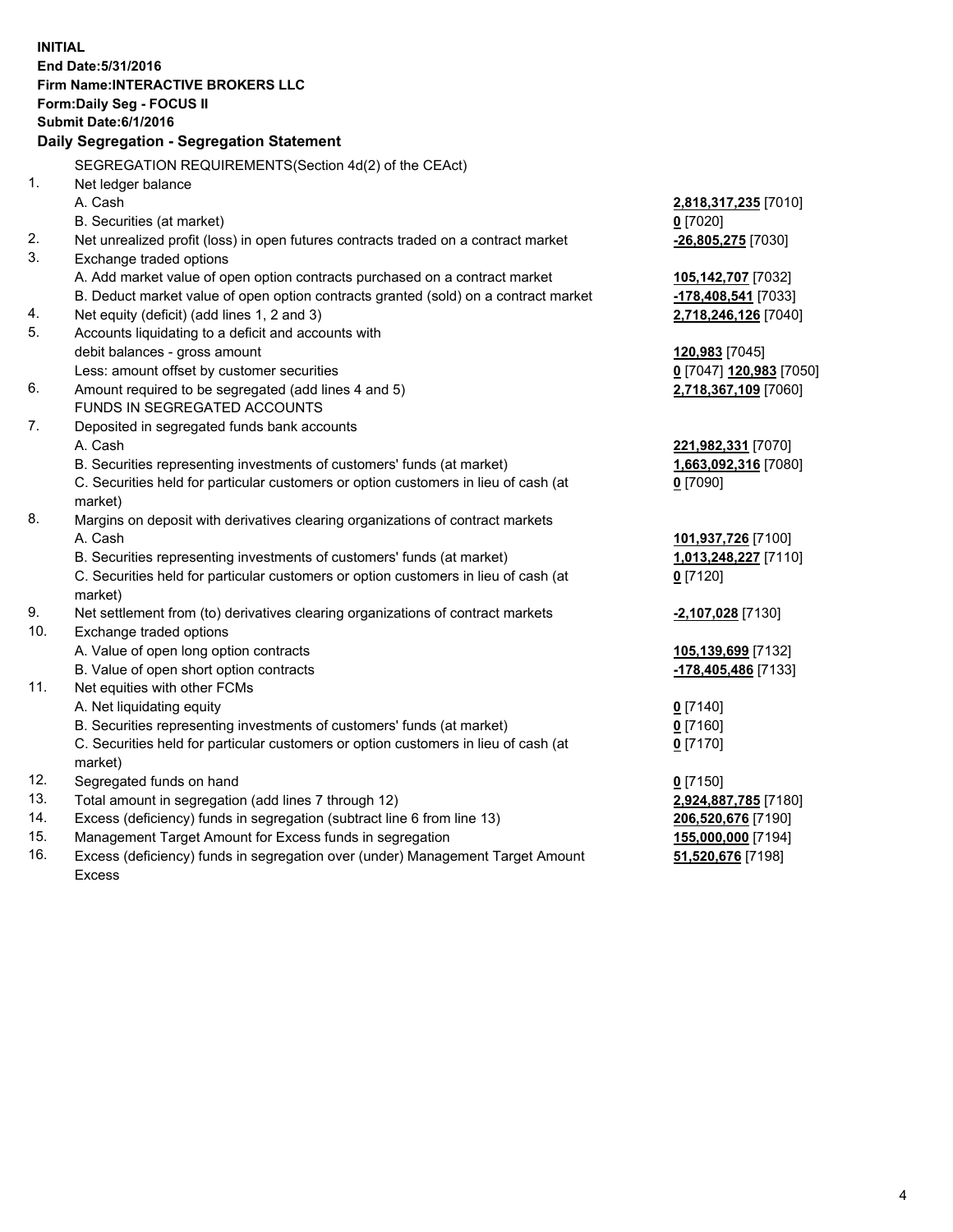**INITIAL**
**End Date:5/31/2016**
**Firm Name:INTERACTIVE BROKERS LLC**
**Form:Daily Seg - FOCUS II**
**Submit Date:6/1/2016**

## Daily Segregation - Segregation Statement

| | | |
|---|---|---|
| | SEGREGATION REQUIREMENTS(Section 4d(2) of the CEAct) | |
| 1. | Net ledger balance | |
| | A. Cash | **2,818,317,235** [7010] |
| | B. Securities (at market) | **0** [7020] |
| 2. | Net unrealized profit (loss) in open futures contracts traded on a contract market | **-26,805,275** [7030] |
| 3. | Exchange traded options | |
| | A. Add market value of open option contracts purchased on a contract market | **105,142,707** [7032] |
| | B. Deduct market value of open option contracts granted (sold) on a contract market | **-178,408,541** [7033] |
| 4. | Net equity (deficit) (add lines 1, 2 and 3) | **2,718,246,126** [7040] |
| 5. | Accounts liquidating to a deficit and accounts with | |
| | debit balances - gross amount | **120,983** [7045] |
| | Less: amount offset by customer securities | **0** [7047] **120,983** [7050] |
| 6. | Amount required to be segregated (add lines 4 and 5) | **2,718,367,109** [7060] |
| | FUNDS IN SEGREGATED ACCOUNTS | |
| 7. | Deposited in segregated funds bank accounts | |
| | A. Cash | **221,982,331** [7070] |
| | B. Securities representing investments of customers' funds (at market) | **1,663,092,316** [7080] |
| | C. Securities held for particular customers or option customers in lieu of cash (at market) | **0** [7090] |
| 8. | Margins on deposit with derivatives clearing organizations of contract markets | |
| | A. Cash | **101,937,726** [7100] |
| | B. Securities representing investments of customers' funds (at market) | **1,013,248,227** [7110] |
| | C. Securities held for particular customers or option customers in lieu of cash (at market) | **0** [7120] |
| 9. | Net settlement from (to) derivatives clearing organizations of contract markets | **-2,107,028** [7130] |
| 10. | Exchange traded options | |
| | A. Value of open long option contracts | **105,139,699** [7132] |
| | B. Value of open short option contracts | **-178,405,486** [7133] |
| 11. | Net equities with other FCMs | |
| | A. Net liquidating equity | **0** [7140] |
| | B. Securities representing investments of customers' funds (at market) | **0** [7160] |
| | C. Securities held for particular customers or option customers in lieu of cash (at market) | **0** [7170] |
| 12. | Segregated funds on hand | **0** [7150] |
| 13. | Total amount in segregation (add lines 7 through 12) | **2,924,887,785** [7180] |
| 14. | Excess (deficiency) funds in segregation (subtract line 6 from line 13) | **206,520,676** [7190] |
| 15. | Management Target Amount for Excess funds in segregation | **155,000,000** [7194] |
| 16. | Excess (deficiency) funds in segregation over (under) Management Target Amount Excess | **51,520,676** [7198] |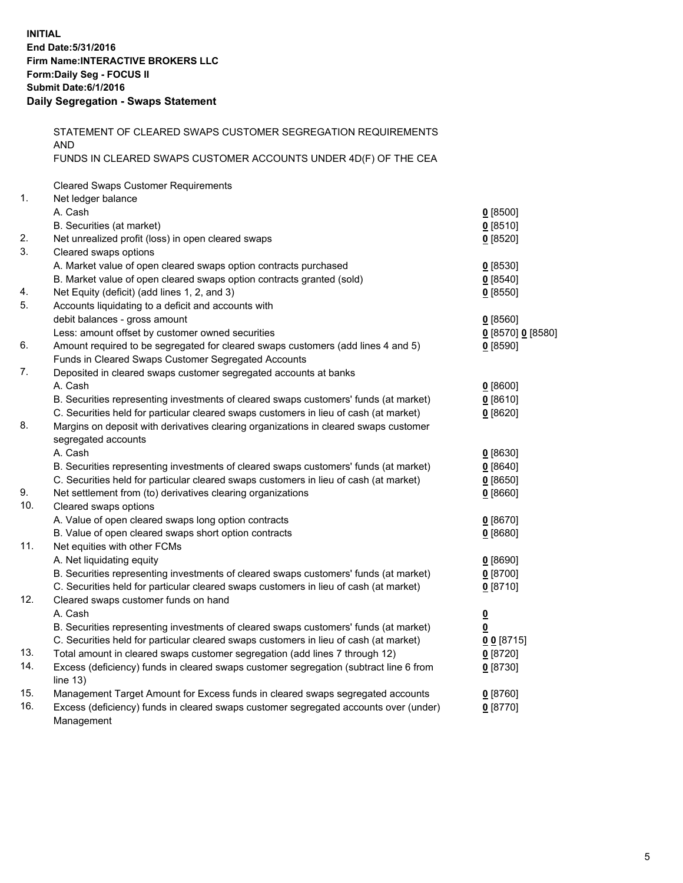**INITIAL**
**End Date:5/31/2016**
**Firm Name:INTERACTIVE BROKERS LLC**
**Form:Daily Seg - FOCUS II**
**Submit Date:6/1/2016**
**Daily Segregation - Swaps Statement**

STATEMENT OF CLEARED SWAPS CUSTOMER SEGREGATION REQUIREMENTS AND FUNDS IN CLEARED SWAPS CUSTOMER ACCOUNTS UNDER 4D(F) OF THE CEA

| | | |
|---|---|---|
| | Cleared Swaps Customer Requirements | |
| 1. | Net ledger balance | |
| | A. Cash | 0 [8500] |
| | B. Securities (at market) | 0 [8510] |
| 2. | Net unrealized profit (loss) in open cleared swaps | 0 [8520] |
| 3. | Cleared swaps options | |
| | A. Market value of open cleared swaps option contracts purchased | 0 [8530] |
| | B. Market value of open cleared swaps option contracts granted (sold) | 0 [8540] |
| 4. | Net Equity (deficit) (add lines 1, 2, and 3) | 0 [8550] |
| 5. | Accounts liquidating to a deficit and accounts with | |
| | debit balances - gross amount | 0 [8560] |
| | Less: amount offset by customer owned securities | 0 [8570] 0 [8580] |
| 6. | Amount required to be segregated for cleared swaps customers (add lines 4 and 5) | 0 [8590] |
| | Funds in Cleared Swaps Customer Segregated Accounts | |
| 7. | Deposited in cleared swaps customer segregated accounts at banks | |
| | A. Cash | 0 [8600] |
| | B. Securities representing investments of cleared swaps customers' funds (at market) | 0 [8610] |
| | C. Securities held for particular cleared swaps customers in lieu of cash (at market) | 0 [8620] |
| 8. | Margins on deposit with derivatives clearing organizations in cleared swaps customer segregated accounts | |
| | A. Cash | 0 [8630] |
| | B. Securities representing investments of cleared swaps customers' funds (at market) | 0 [8640] |
| | C. Securities held for particular cleared swaps customers in lieu of cash (at market) | 0 [8650] |
| 9. | Net settlement from (to) derivatives clearing organizations | 0 [8660] |
| 10. | Cleared swaps options | |
| | A. Value of open cleared swaps long option contracts | 0 [8670] |
| | B. Value of open cleared swaps short option contracts | 0 [8680] |
| 11. | Net equities with other FCMs | |
| | A. Net liquidating equity | 0 [8690] |
| | B. Securities representing investments of cleared swaps customers' funds (at market) | 0 [8700] |
| | C. Securities held for particular cleared swaps customers in lieu of cash (at market) | 0 [8710] |
| 12. | Cleared swaps customer funds on hand | |
| | A. Cash | 0 |
| | B. Securities representing investments of cleared swaps customers' funds (at market) | 0 |
| | C. Securities held for particular cleared swaps customers in lieu of cash (at market) | 0 0 [8715] |
| 13. | Total amount in cleared swaps customer segregation (add lines 7 through 12) | 0 [8720] |
| 14. | Excess (deficiency) funds in cleared swaps customer segregation (subtract line 6 from line 13) | 0 [8730] |
| 15. | Management Target Amount for Excess funds in cleared swaps segregated accounts | 0 [8760] |
| 16. | Excess (deficiency) funds in cleared swaps customer segregated accounts over (under) Management | 0 [8770] |